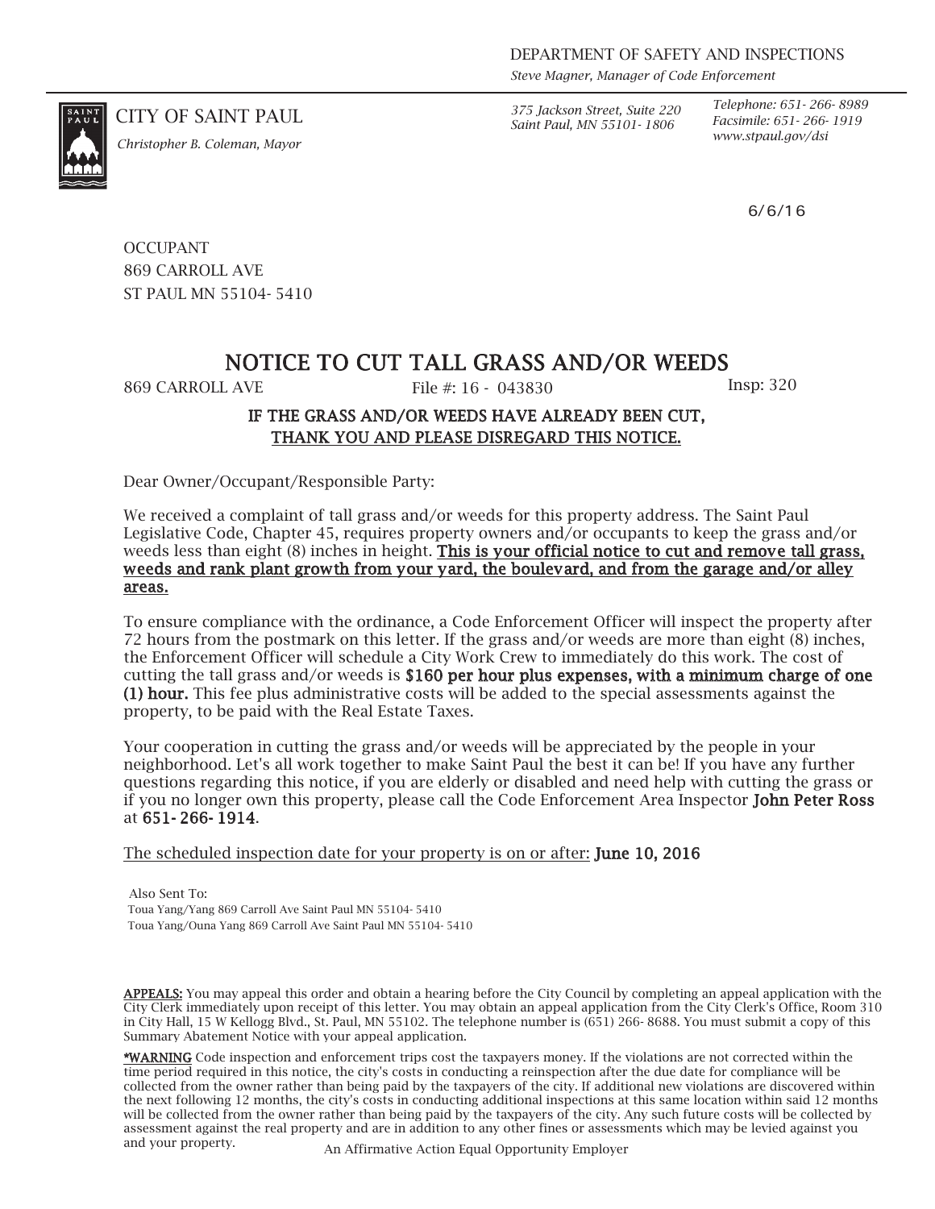DEPARTMENT OF SAFETY AND INSPECTIONS
*Steve Magner, Manager of Code Enforcement*

CITY OF SAINT PAUL
*Christopher B. Coleman, Mayor*

*375 Jackson Street, Suite 220*
*Saint Paul, MN 55101-1806*

*Telephone: 651-266-8989*
*Facsimile: 651-266-1919*
*www.stpaul.gov/dsi*

6/6/16

OCCUPANT
869 CARROLL AVE
ST PAUL MN 55104-5410

# NOTICE TO CUT TALL GRASS AND/OR WEEDS

869 CARROLL AVE File #: 16 - 043830 Insp: 320

**IF THE GRASS AND/OR WEEDS HAVE ALREADY BEEN CUT,**
**THANK YOU AND PLEASE DISREGARD THIS NOTICE.**

Dear Owner/Occupant/Responsible Party:

We received a complaint of tall grass and/or weeds for this property address. The Saint Paul Legislative Code, Chapter 45, requires property owners and/or occupants to keep the grass and/or weeds less than eight (8) inches in height. **This is your official notice to cut and remove tall grass, weeds and rank plant growth from your yard, the boulevard, and from the garage and/or alley areas.**

To ensure compliance with the ordinance, a Code Enforcement Officer will inspect the property after 72 hours from the postmark on this letter. If the grass and/or weeds are more than eight (8) inches, the Enforcement Officer will schedule a City Work Crew to immediately do this work. The cost of cutting the tall grass and/or weeds is **$160 per hour plus expenses, with a minimum charge of one (1) hour.** This fee plus administrative costs will be added to the special assessments against the property, to be paid with the Real Estate Taxes.

Your cooperation in cutting the grass and/or weeds will be appreciated by the people in your neighborhood. Let's all work together to make Saint Paul the best it can be! If you have any further questions regarding this notice, if you are elderly or disabled and need help with cutting the grass or if you no longer own this property, please call the Code Enforcement Area Inspector **John Peter Ross** at **651-266-1914**.

The scheduled inspection date for your property is on or after: **June 10, 2016**

Also Sent To:
Toua Yang/Yang 869 Carroll Ave Saint Paul MN 55104-5410
Toua Yang/Ouna Yang 869 Carroll Ave Saint Paul MN 55104-5410

**APPEALS:** You may appeal this order and obtain a hearing before the City Council by completing an appeal application with the City Clerk immediately upon receipt of this letter. You may obtain an appeal application from the City Clerk's Office, Room 310 in City Hall, 15 W Kellogg Blvd., St. Paul, MN 55102. The telephone number is (651) 266-8688. You must submit a copy of this Summary Abatement Notice with your appeal application.

**\*WARNING** Code inspection and enforcement trips cost the taxpayers money. If the violations are not corrected within the time period required in this notice, the city's costs in conducting a reinspection after the due date for compliance will be collected from the owner rather than being paid by the taxpayers of the city. If additional new violations are discovered within the next following 12 months, the city's costs in conducting additional inspections at this same location within said 12 months will be collected from the owner rather than being paid by the taxpayers of the city. Any such future costs will be collected by assessment against the real property and are in addition to any other fines or assessments which may be levied against you and your property.

An Affirmative Action Equal Opportunity Employer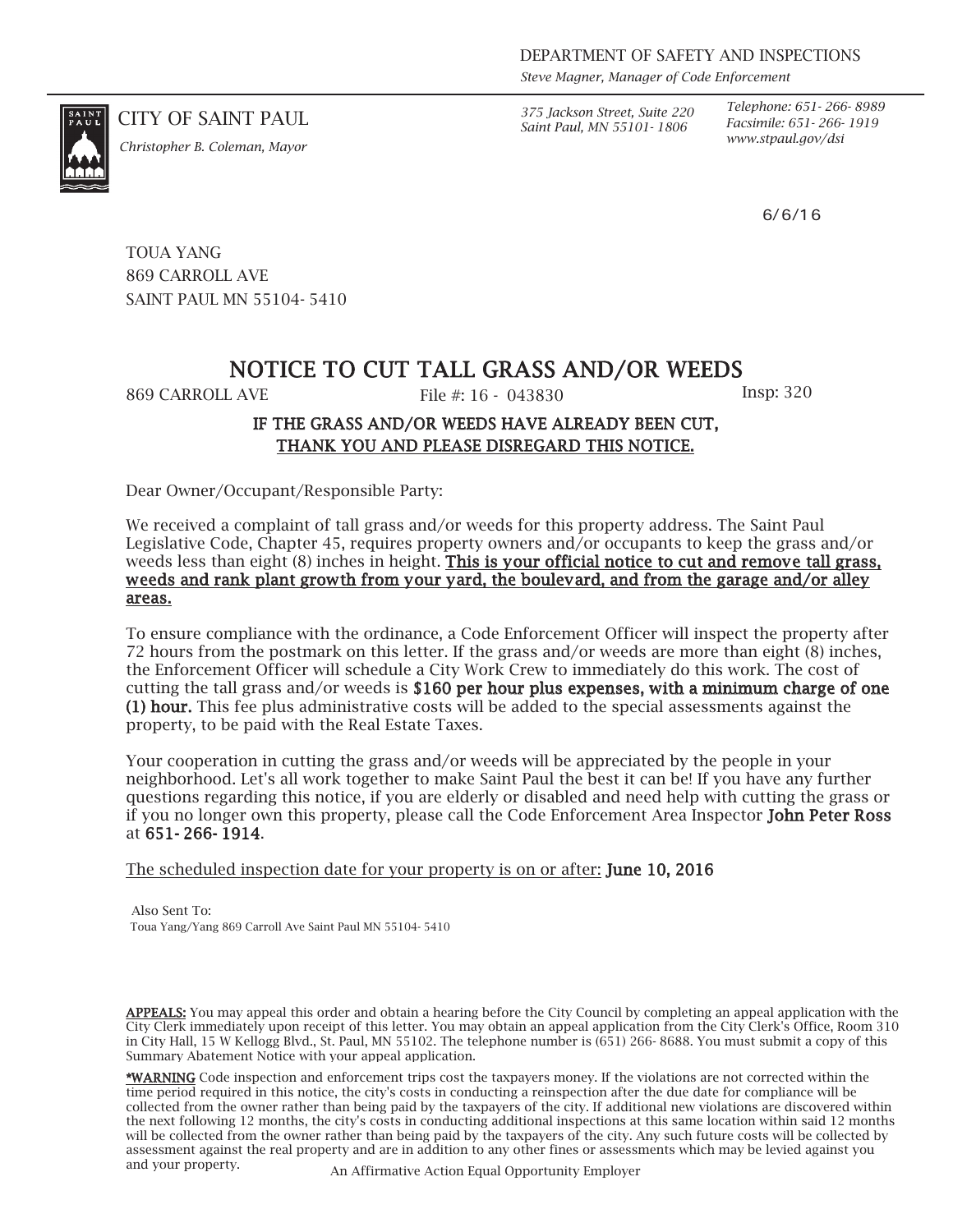DEPARTMENT OF SAFETY AND INSPECTIONS
*Steve Magner, Manager of Code Enforcement*

CITY OF SAINT PAUL
*Christopher B. Coleman, Mayor*

*375 Jackson Street, Suite 220*
*Saint Paul, MN 55101- 1806*

*Telephone: 651- 266- 8989*
*Facsimile: 651- 266- 1919*
*www.stpaul.gov/dsi*

6/6/16

TOUA YANG
869 CARROLL AVE
SAINT PAUL MN 55104- 5410

# NOTICE TO CUT TALL GRASS AND/OR WEEDS

869 CARROLL AVE File #: 16 - 043830 Insp: 320

**IF THE GRASS AND/OR WEEDS HAVE ALREADY BEEN CUT,**
**THANK YOU AND PLEASE DISREGARD THIS NOTICE.**

Dear Owner/Occupant/Responsible Party:

We received a complaint of tall grass and/or weeds for this property address. The Saint Paul Legislative Code, Chapter 45, requires property owners and/or occupants to keep the grass and/or weeds less than eight (8) inches in height. **This is your official notice to cut and remove tall grass, weeds and rank plant growth from your yard, the boulevard, and from the garage and/or alley areas.**

To ensure compliance with the ordinance, a Code Enforcement Officer will inspect the property after 72 hours from the postmark on this letter. If the grass and/or weeds are more than eight (8) inches, the Enforcement Officer will schedule a City Work Crew to immediately do this work. The cost of cutting the tall grass and/or weeds is **$160 per hour plus expenses, with a minimum charge of one (1) hour.** This fee plus administrative costs will be added to the special assessments against the property, to be paid with the Real Estate Taxes.

Your cooperation in cutting the grass and/or weeds will be appreciated by the people in your neighborhood. Let's all work together to make Saint Paul the best it can be! If you have any further questions regarding this notice, if you are elderly or disabled and need help with cutting the grass or if you no longer own this property, please call the Code Enforcement Area Inspector **John Peter Ross** at **651- 266- 1914**.

The scheduled inspection date for your property is on or after: **June 10, 2016**

Also Sent To:
Toua Yang/Yang 869 Carroll Ave Saint Paul MN 55104- 5410

**APPEALS:** You may appeal this order and obtain a hearing before the City Council by completing an appeal application with the City Clerk immediately upon receipt of this letter. You may obtain an appeal application from the City Clerk's Office, Room 310 in City Hall, 15 W Kellogg Blvd., St. Paul, MN 55102. The telephone number is (651) 266- 8688. You must submit a copy of this Summary Abatement Notice with your appeal application.

**\*WARNING** Code inspection and enforcement trips cost the taxpayers money. If the violations are not corrected within the time period required in this notice, the city's costs in conducting a reinspection after the due date for compliance will be collected from the owner rather than being paid by the taxpayers of the city. If additional new violations are discovered within the next following 12 months, the city's costs in conducting additional inspections at this same location within said 12 months will be collected from the owner rather than being paid by the taxpayers of the city. Any such future costs will be collected by assessment against the real property and are in addition to any other fines or assessments which may be levied against you and your property.

An Affirmative Action Equal Opportunity Employer